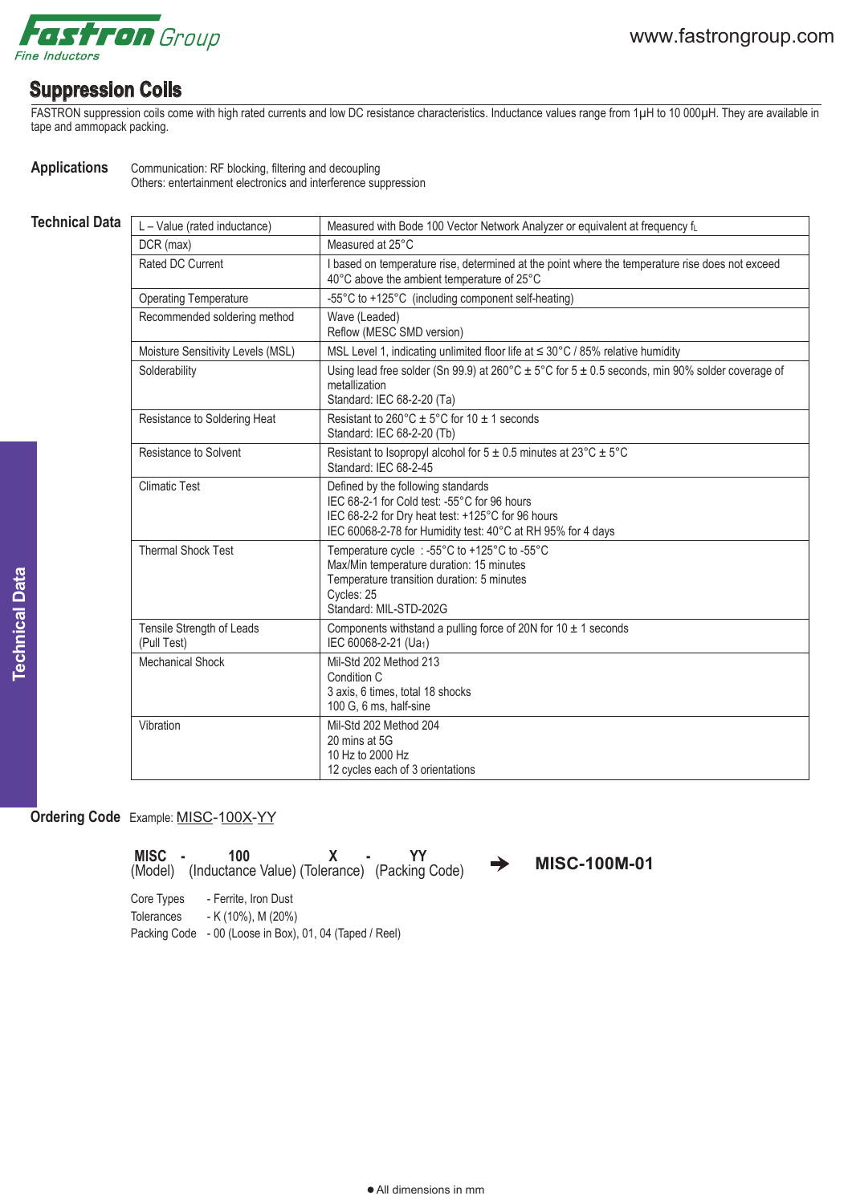# Suppression Coils

FASTRON suppression coils come with high rated currents and low DC resistance characteristics. Inductance values range from 1µH to 10 000µH. They are available in tape and ammopack packing.

## Applications

Communication: RF blocking, filtering and decoupling
Others: entertainment electronics and interference suppression

## Technical Data

| | |
|---|---|
| L – Value (rated inductance) | Measured with Bode 100 Vector Network Analyzer or equivalent at frequency $f_L$ |
| DCR (max) | Measured at 25°C |
| Rated DC Current | I based on temperature rise, determined at the point where the temperature rise does not exceed 40°C above the ambient temperature of 25°C |
| Operating Temperature | -55°C to +125°C (including component self-heating) |
| Recommended soldering method | Wave (Leaded)<br>Reflow (MESC SMD version) |
| Moisture Sensitivity Levels (MSL) | MSL Level 1, indicating unlimited floor life at ≤ 30°C / 85% relative humidity |
| Solderability | Using lead free solder (Sn 99.9) at 260°C ± 5°C for 5 ± 0.5 seconds, min 90% solder coverage of metallization<br>Standard: IEC 68-2-20 (Ta) |
| Resistance to Soldering Heat | Resistant to 260°C ± 5°C for 10 ± 1 seconds<br>Standard: IEC 68-2-20 (Tb) |
| Resistance to Solvent | Resistant to Isopropyl alcohol for 5 ± 0.5 minutes at 23°C ± 5°C<br>Standard: IEC 68-2-45 |
| Climatic Test | Defined by the following standards<br>IEC 68-2-1 for Cold test: -55°C for 96 hours<br>IEC 68-2-2 for Dry heat test: +125°C for 96 hours<br>IEC 60068-2-78 for Humidity test: 40°C at RH 95% for 4 days |
| Thermal Shock Test | Temperature cycle : -55°C to +125°C to -55°C<br>Max/Min temperature duration: 15 minutes<br>Temperature transition duration: 5 minutes<br>Cycles: 25<br>Standard: MIL-STD-202G |
| Tensile Strength of Leads (Pull Test) | Components withstand a pulling force of 20N for 10 ± 1 seconds<br>IEC 60068-2-21 ($Ua_1$) |
| Mechanical Shock | Mil-Std 202 Method 213<br>Condition C<br>3 axis, 6 times, total 18 shocks<br>100 G, 6 ms, half-sine |
| Vibration | Mil-Std 202 Method 204<br>20 mins at 5G<br>10 Hz to 2000 Hz<br>12 cycles each of 3 orientations |

## Ordering Code

Example: MISC-100X-YY

**MISC** - **100** **X** - **YY**
(Model) (Inductance Value) (Tolerance) (Packing Code) ➔ **MISC-100M-01**

Core Types - Ferrite, Iron Dust
Tolerances - K (10%), M (20%)
Packing Code - 00 (Loose in Box), 01, 04 (Taped / Reel)

● All dimensions in mm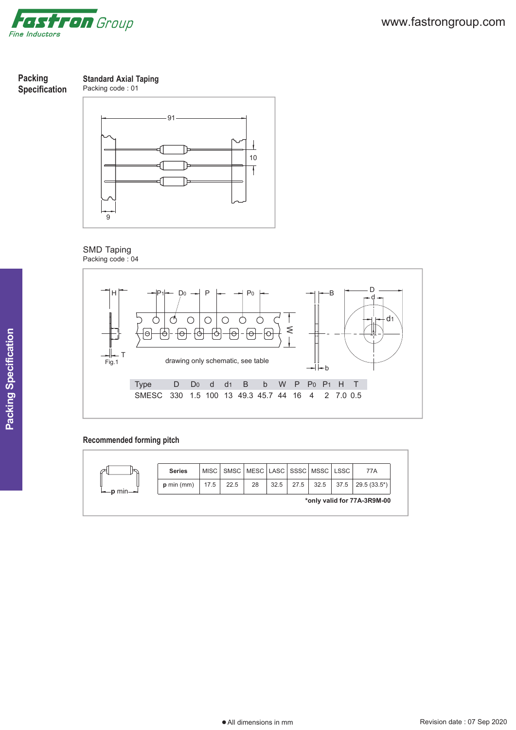## Packing Specification

### Standard Axial Taping

Packing code : 01

91

10

9

### SMD Taping

Packing code : 04

H

T

Fig.1

$P_1$ $D_0$ P $P_0$

W

B

b

D

d

$d_1$

drawing only schematic, see table

| Type | D | $D_0$ | d | $d_1$ | B | b | W | P | $P_0$ | $P_1$ | H | T |
|---|---|---|---|---|---|---|---|---|---|---|---|---|
| SMESC | 330 | 1.5 | 100 | 13 | 49.3 | 45.7 | 44 | 16 | 4 | 2 | 7.0 | 0.5 |

### Recommended forming pitch

p min

| Series | MISC | SMSC | MESC | LASC | SSSC | MSSC | LSSC | 77A |
|---|---|---|---|---|---|---|---|---|
| p min (mm) | 17.5 | 22.5 | 28 | 32.5 | 27.5 | 32.5 | 37.5 | 29.5 (33.5*) |

*only valid for 77A-3R9M-00

● All dimensions in mm

Revision date : 07 Sep 2020